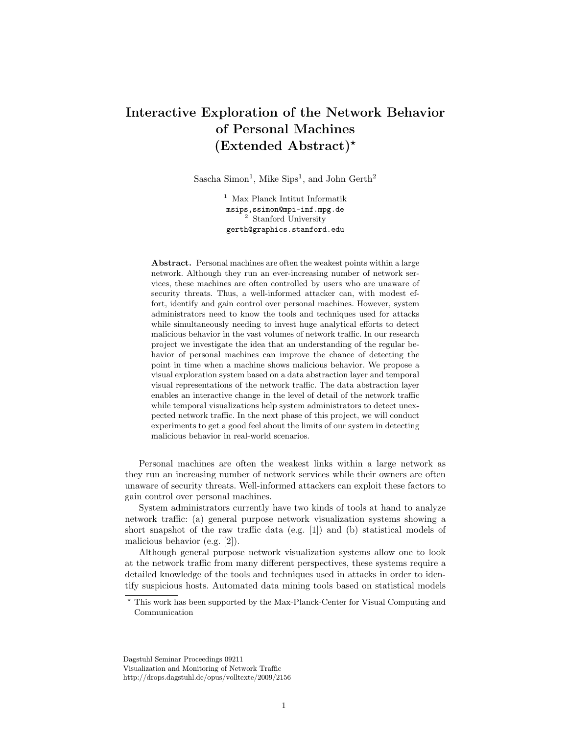# Interactive Exploration of the Network Behavior of Personal Machines (Extended Abstract)*

Sascha Simon[1], Mike Sips[1], and John Gerth[2]

[1] Max Planck Intitut Informatik
msips,ssimon@mpi-inf.mpg.de
[2] Stanford University
gerth@graphics.stanford.edu

**Abstract.** Personal machines are often the weakest points within a large network. Although they run an ever-increasing number of network services, these machines are often controlled by users who are unaware of security threats. Thus, a well-informed attacker can, with modest effort, identify and gain control over personal machines. However, system administrators need to know the tools and techniques used for attacks while simultaneously needing to invest huge analytical efforts to detect malicious behavior in the vast volumes of network traffic. In our research project we investigate the idea that an understanding of the regular behavior of personal machines can improve the chance of detecting the point in time when a machine shows malicious behavior. We propose a visual exploration system based on a data abstraction layer and temporal visual representations of the network traffic. The data abstraction layer enables an interactive change in the level of detail of the network traffic while temporal visualizations help system administrators to detect unexpected network traffic. In the next phase of this project, we will conduct experiments to get a good feel about the limits of our system in detecting malicious behavior in real-world scenarios.

Personal machines are often the weakest links within a large network as they run an increasing number of network services while their owners are often unaware of security threats. Well-informed attackers can exploit these factors to gain control over personal machines.

System administrators currently have two kinds of tools at hand to analyze network traffic: (a) general purpose network visualization systems showing a short snapshot of the raw traffic data (e.g. [1]) and (b) statistical models of malicious behavior (e.g. [2]).

Although general purpose network visualization systems allow one to look at the network traffic from many different perspectives, these systems require a detailed knowledge of the tools and techniques used in attacks in order to identify suspicious hosts. Automated data mining tools based on statistical models

* This work has been supported by the Max-Planck-Center for Visual Computing and Communication

Dagstuhl Seminar Proceedings 09211
Visualization and Monitoring of Network Traffic
http://drops.dagstuhl.de/opus/volltexte/2009/2156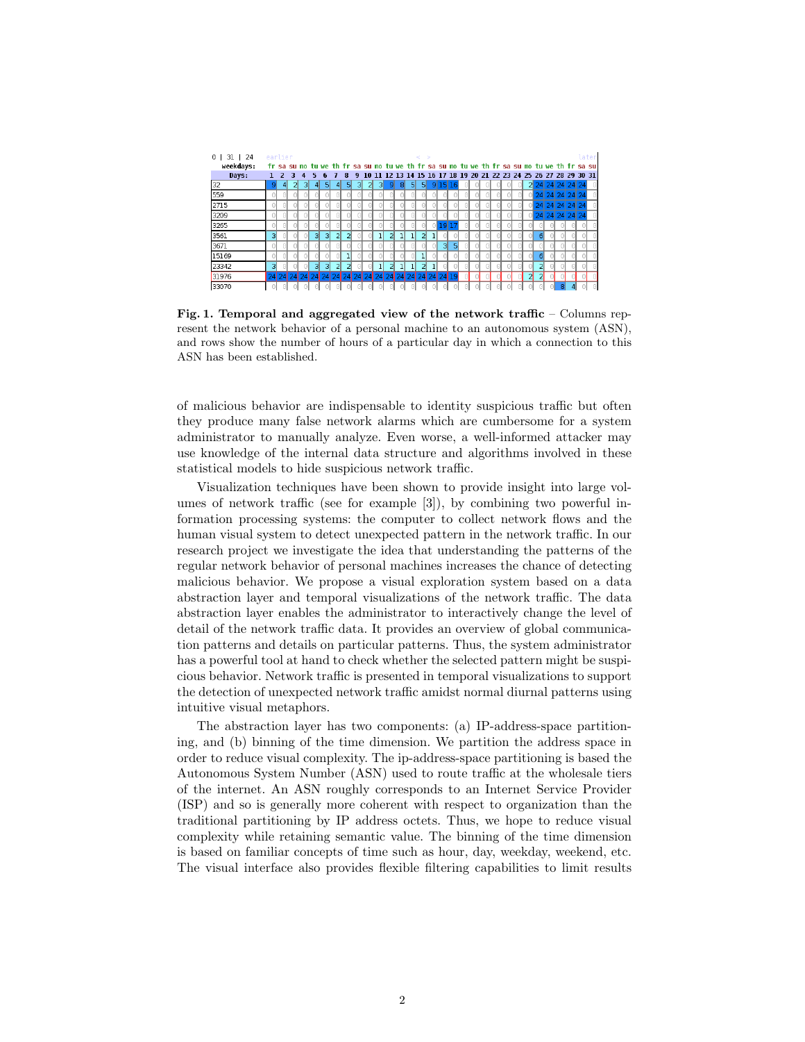| 0 \| 31 \| 24 | | | | | | | | | | | | | | | | | | | | | | | | | | | | | | | |
|---|---|---|---|---|---|---|---|---|---|---|---|---|---|---|---|---|---|---|---|---|---|---|---|---|---|---|---|---|---|---|---|
| **weekdays:** | fr | sa | su | mo | tu | we | th | fr | sa | su | mo | tu | we | th | fr | sa | su | mo | tu | we | th | fr | sa | su | mo | tu | we | th | fr | sa | su |
| **Days:** | 1 | 2 | 3 | 4 | 5 | 6 | 7 | 8 | 9 | 10 | 11 | 12 | 13 | 14 | 15 | 16 | 17 | 18 | 19 | 20 | 21 | 22 | 23 | 24 | 25 | 26 | 27 | 28 | 29 | 30 | 31 |
| 32 | 9 | 4 | 2 | 3 | 4 | 5 | 4 | 5 | 3 | 2 | 3 | 9 | 8 | 5 | 5 | 9 | 15 | 16 | 0 | 0 | 0 | 0 | 0 | 0 | 2 | 24 | 24 | 24 | 24 | 24 | 0 |
| 559 | 0 | 0 | 0 | 0 | 0 | 0 | 0 | 0 | 0 | 0 | 0 | 0 | 0 | 0 | 0 | 0 | 0 | 0 | 0 | 0 | 0 | 0 | 0 | 0 | 0 | 24 | 24 | 24 | 24 | 24 | 0 |
| 2715 | 0 | 0 | 0 | 0 | 0 | 0 | 0 | 0 | 0 | 0 | 0 | 0 | 0 | 0 | 0 | 0 | 0 | 0 | 0 | 0 | 0 | 0 | 0 | 0 | 0 | 24 | 24 | 24 | 24 | 24 | 0 |
| 3209 | 0 | 0 | 0 | 0 | 0 | 0 | 0 | 0 | 0 | 0 | 0 | 0 | 0 | 0 | 0 | 0 | 0 | 0 | 0 | 0 | 0 | 0 | 0 | 0 | 0 | 24 | 24 | 24 | 24 | 24 | 0 |
| 3265 | 0 | 0 | 0 | 0 | 0 | 0 | 0 | 0 | 0 | 0 | 0 | 0 | 0 | 0 | 0 | 0 | 19 | 17 | 0 | 0 | 0 | 0 | 0 | 0 | 0 | 0 | 0 | 0 | 0 | 0 | 0 |
| 3561 | 3 | 0 | 0 | 0 | 3 | 3 | 2 | 2 | 0 | 0 | 1 | 2 | 1 | 1 | 2 | 1 | 0 | 0 | 0 | 0 | 0 | 0 | 0 | 0 | 0 | 6 | 0 | 0 | 0 | 0 | 0 |
| 3671 | 0 | 0 | 0 | 0 | 0 | 0 | 0 | 0 | 0 | 0 | 0 | 0 | 0 | 0 | 0 | 0 | 3 | 5 | 0 | 0 | 0 | 0 | 0 | 0 | 0 | 0 | 0 | 0 | 0 | 0 | 0 |
| 15169 | 0 | 0 | 0 | 0 | 0 | 0 | 0 | 1 | 0 | 0 | 0 | 0 | 0 | 0 | 1 | 0 | 0 | 0 | 0 | 0 | 0 | 0 | 0 | 0 | 0 | 6 | 0 | 0 | 0 | 0 | 0 |
| 23342 | 3 | 0 | 0 | 0 | 3 | 3 | 2 | 2 | 0 | 0 | 1 | 2 | 1 | 1 | 2 | 1 | 0 | 0 | 0 | 0 | 0 | 0 | 0 | 0 | 0 | 2 | 0 | 0 | 0 | 0 | 0 |
| 31976 | 24 | 24 | 24 | 24 | 24 | 24 | 24 | 24 | 24 | 24 | 24 | 24 | 24 | 24 | 24 | 24 | 24 | 19 | 0 | 0 | 0 | 0 | 0 | 0 | 2 | 2 | 0 | 0 | 0 | 0 | 0 |
| 33070 | 0 | 0 | 0 | 0 | 0 | 0 | 0 | 0 | 0 | 0 | 0 | 0 | 0 | 0 | 0 | 0 | 0 | 0 | 0 | 0 | 0 | 0 | 0 | 0 | 0 | 0 | 0 | 8 | 4 | 0 | 0 |

**Fig. 1. Temporal and aggregated view of the network traffic** – Columns represent the network behavior of a personal machine to an autonomous system (ASN), and rows show the number of hours of a particular day in which a connection to this ASN has been established.

of malicious behavior are indispensable to identity suspicious traffic but often they produce many false network alarms which are cumbersome for a system administrator to manually analyze. Even worse, a well-informed attacker may use knowledge of the internal data structure and algorithms involved in these statistical models to hide suspicious network traffic.

Visualization techniques have been shown to provide insight into large volumes of network traffic (see for example [3]), by combining two powerful information processing systems: the computer to collect network flows and the human visual system to detect unexpected pattern in the network traffic. In our research project we investigate the idea that understanding the patterns of the regular network behavior of personal machines increases the chance of detecting malicious behavior. We propose a visual exploration system based on a data abstraction layer and temporal visualizations of the network traffic. The data abstraction layer enables the administrator to interactively change the level of detail of the network traffic data. It provides an overview of global communication patterns and details on particular patterns. Thus, the system administrator has a powerful tool at hand to check whether the selected pattern might be suspicious behavior. Network traffic is presented in temporal visualizations to support the detection of unexpected network traffic amidst normal diurnal patterns using intuitive visual metaphors.

The abstraction layer has two components: (a) IP-address-space partitioning, and (b) binning of the time dimension. We partition the address space in order to reduce visual complexity. The ip-address-space partitioning is based the Autonomous System Number (ASN) used to route traffic at the wholesale tiers of the internet. An ASN roughly corresponds to an Internet Service Provider (ISP) and so is generally more coherent with respect to organization than the traditional partitioning by IP address octets. Thus, we hope to reduce visual complexity while retaining semantic value. The binning of the time dimension is based on familiar concepts of time such as hour, day, weekday, weekend, etc. The visual interface also provides flexible filtering capabilities to limit results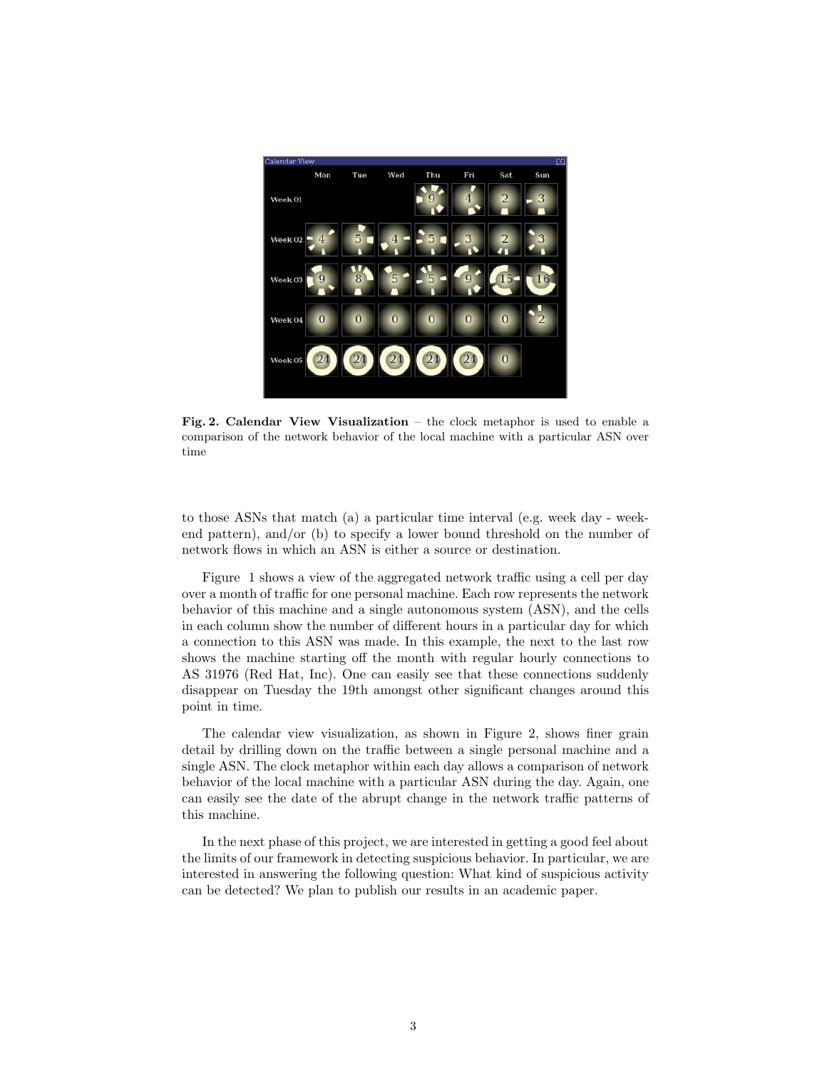**Fig. 2. Calendar View Visualization** – the clock metaphor is used to enable a comparison of the network behavior of the local machine with a particular ASN over time

to those ASNs that match (a) a particular time interval (e.g. week day - weekend pattern), and/or (b) to specify a lower bound threshold on the number of network flows in which an ASN is either a source or destination.

Figure 1 shows a view of the aggregated network traffic using a cell per day over a month of traffic for one personal machine. Each row represents the network behavior of this machine and a single autonomous system (ASN), and the cells in each column show the number of different hours in a particular day for which a connection to this ASN was made. In this example, the next to the last row shows the machine starting off the month with regular hourly connections to AS 31976 (Red Hat, Inc). One can easily see that these connections suddenly disappear on Tuesday the 19th amongst other significant changes around this point in time.

The calendar view visualization, as shown in Figure 2, shows finer grain detail by drilling down on the traffic between a single personal machine and a single ASN. The clock metaphor within each day allows a comparison of network behavior of the local machine with a particular ASN during the day. Again, one can easily see the date of the abrupt change in the network traffic patterns of this machine.

In the next phase of this project, we are interested in getting a good feel about the limits of our framework in detecting suspicious behavior. In particular, we are interested in answering the following question: What kind of suspicious activity can be detected? We plan to publish our results in an academic paper.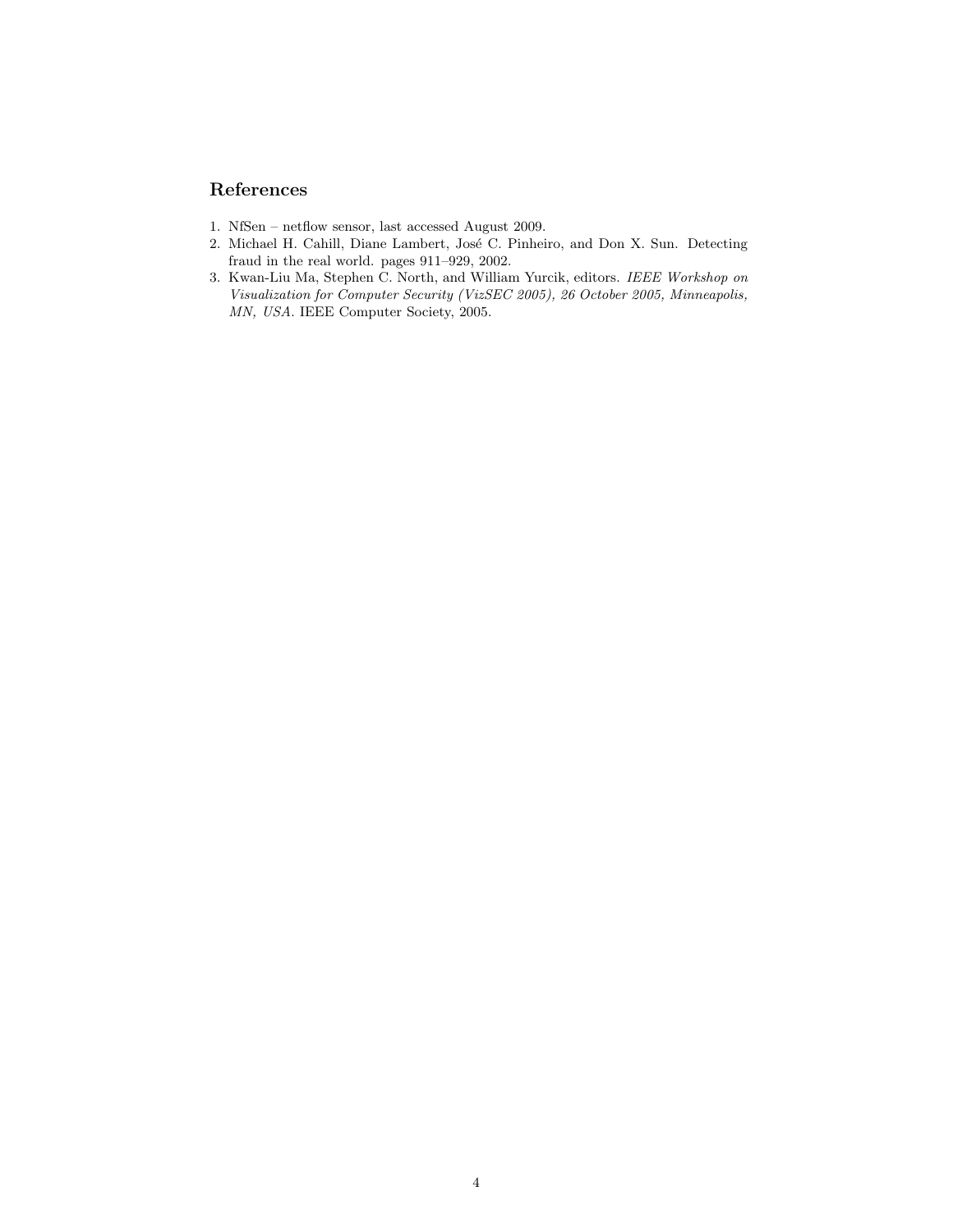## References

1. NfSen – netflow sensor, last accessed August 2009.
2. Michael H. Cahill, Diane Lambert, José C. Pinheiro, and Don X. Sun. Detecting fraud in the real world. pages 911–929, 2002.
3. Kwan-Liu Ma, Stephen C. North, and William Yurcik, editors. *IEEE Workshop on Visualization for Computer Security (VizSEC 2005), 26 October 2005, Minneapolis, MN, USA*. IEEE Computer Society, 2005.